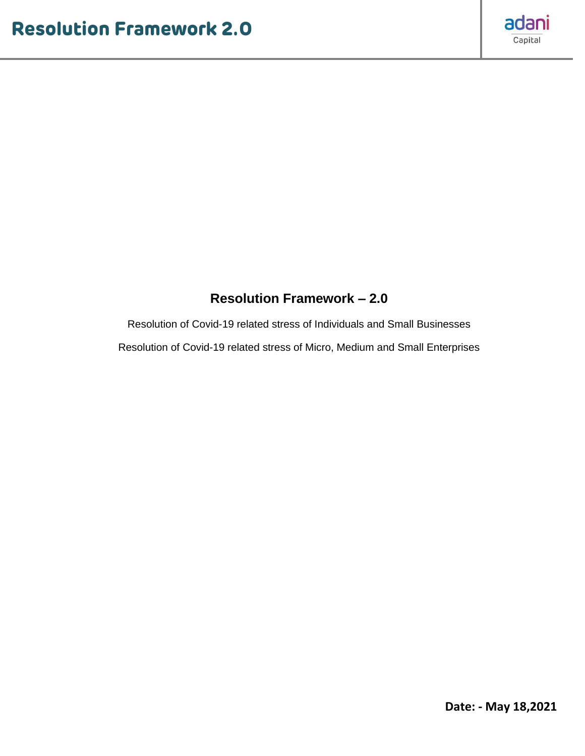# Resolution Framework – 2.0

Resolution of Covid-19 related stress of Individuals and Small Businesses

Resolution of Covid-19 related stress of Micro, Medium and Small Enterprises

**Date: - May 18,2021**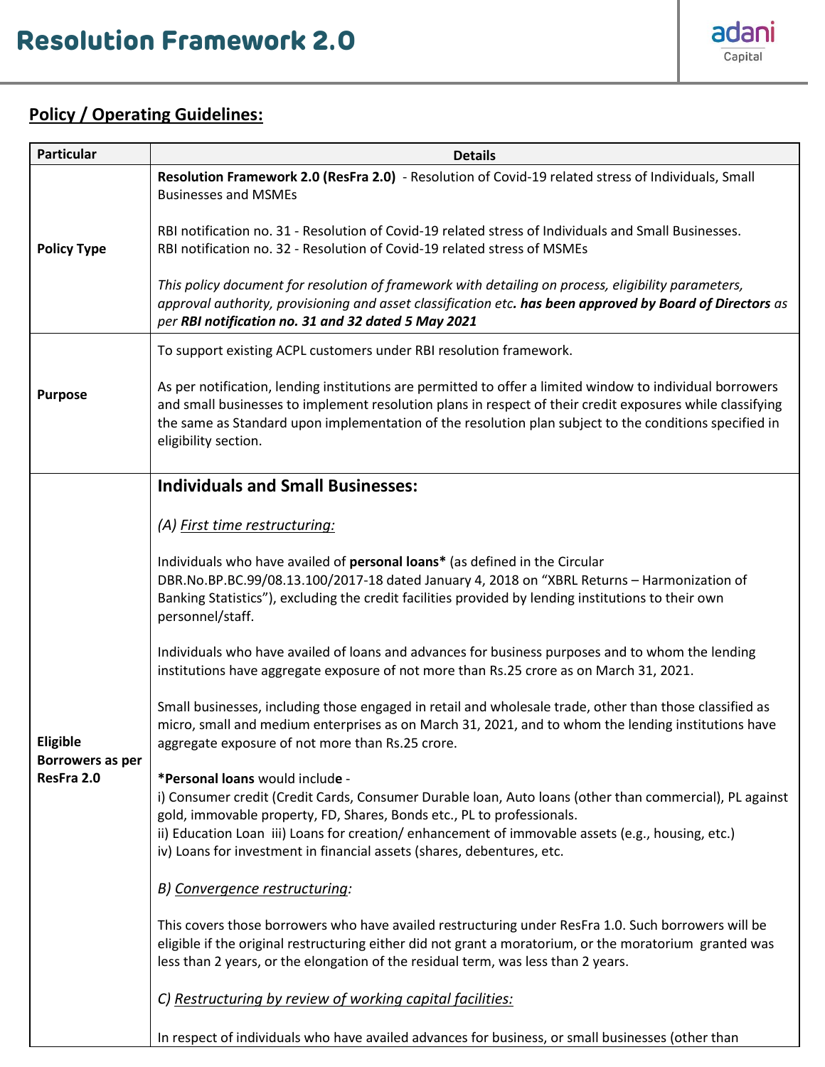# Resolution Framework 2.0

## Policy / Operating Guidelines:

| Particular | Details |
|---|---|
| **Policy Type** | **Resolution Framework 2.0 (ResFra 2.0)** - Resolution of Covid-19 related stress of Individuals, Small Businesses and MSMEs<br><br>RBI notification no. 31 - Resolution of Covid-19 related stress of Individuals and Small Businesses.<br>RBI notification no. 32 - Resolution of Covid-19 related stress of MSMEs<br><br>*This policy document for resolution of framework with detailing on process, eligibility parameters, approval authority, provisioning and asset classification etc**. has been approved by Board of Directors** as per **RBI notification no. 31 and 32 dated 5 May 2021*** |
| **Purpose** | To support existing ACPL customers under RBI resolution framework.<br><br>As per notification, lending institutions are permitted to offer a limited window to individual borrowers and small businesses to implement resolution plans in respect of their credit exposures while classifying the same as Standard upon implementation of the resolution plan subject to the conditions specified in eligibility section. |
| **Eligible Borrowers as per ResFra 2.0** | **Individuals and Small Businesses:**<br><br>*(A) <u>First time restructuring:</u>*<br><br>Individuals who have availed of **personal loans*** (as defined in the Circular DBR.No.BP.BC.99/08.13.100/2017-18 dated January 4, 2018 on "XBRL Returns – Harmonization of Banking Statistics"), excluding the credit facilities provided by lending institutions to their own personnel/staff.<br><br>Individuals who have availed of loans and advances for business purposes and to whom the lending institutions have aggregate exposure of not more than Rs.25 crore as on March 31, 2021.<br><br>Small businesses, including those engaged in retail and wholesale trade, other than those classified as micro, small and medium enterprises as on March 31, 2021, and to whom the lending institutions have aggregate exposure of not more than Rs.25 crore.<br><br>***Personal loans** would include -<br>i) Consumer credit (Credit Cards, Consumer Durable loan, Auto loans (other than commercial), PL against gold, immovable property, FD, Shares, Bonds etc., PL to professionals.<br>ii) Education Loan iii) Loans for creation/ enhancement of immovable assets (e.g., housing, etc.)<br>iv) Loans for investment in financial assets (shares, debentures, etc.<br><br>*B) <u>Convergence restructuring</u>:*<br><br>This covers those borrowers who have availed restructuring under ResFra 1.0. Such borrowers will be eligible if the original restructuring either did not grant a moratorium, or the moratorium granted was less than 2 years, or the elongation of the residual term, was less than 2 years.<br><br>*C) <u>Restructuring by review of working capital facilities:</u>*<br><br>In respect of individuals who have availed advances for business, or small businesses (other than |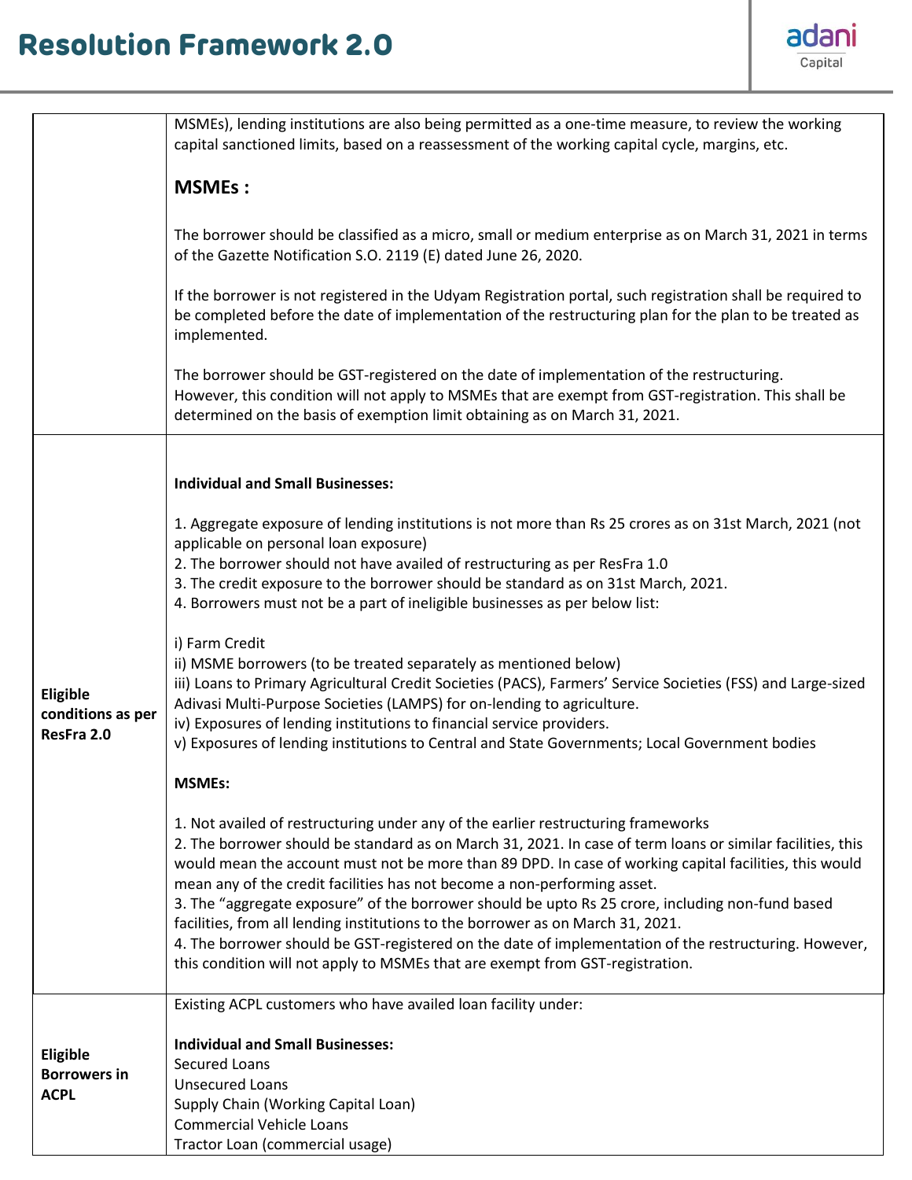| | |
|---|---|
| | MSMEs), lending institutions are also being permitted as a one-time measure, to review the working capital sanctioned limits, based on a reassessment of the working capital cycle, margins, etc.<br><br>**MSMEs :**<br><br>The borrower should be classified as a micro, small or medium enterprise as on March 31, 2021 in terms of the Gazette Notification S.O. 2119 (E) dated June 26, 2020.<br><br>If the borrower is not registered in the Udyam Registration portal, such registration shall be required to be completed before the date of implementation of the restructuring plan for the plan to be treated as implemented.<br><br>The borrower should be GST-registered on the date of implementation of the restructuring. However, this condition will not apply to MSMEs that are exempt from GST-registration. This shall be determined on the basis of exemption limit obtaining as on March 31, 2021. |
| **Eligible conditions as per ResFra 2.0** | **Individual and Small Businesses:**<br><br>1. Aggregate exposure of lending institutions is not more than Rs 25 crores as on 31st March, 2021 (not applicable on personal loan exposure)<br>2. The borrower should not have availed of restructuring as per ResFra 1.0<br>3. The credit exposure to the borrower should be standard as on 31st March, 2021.<br>4. Borrowers must not be a part of ineligible businesses as per below list:<br><br>i) Farm Credit<br>ii) MSME borrowers (to be treated separately as mentioned below)<br>iii) Loans to Primary Agricultural Credit Societies (PACS), Farmers' Service Societies (FSS) and Large-sized Adivasi Multi-Purpose Societies (LAMPS) for on-lending to agriculture.<br>iv) Exposures of lending institutions to financial service providers.<br>v) Exposures of lending institutions to Central and State Governments; Local Government bodies<br><br>**MSMEs:**<br><br>1. Not availed of restructuring under any of the earlier restructuring frameworks<br>2. The borrower should be standard as on March 31, 2021. In case of term loans or similar facilities, this would mean the account must not be more than 89 DPD. In case of working capital facilities, this would mean any of the credit facilities has not become a non-performing asset.<br>3. The "aggregate exposure" of the borrower should be upto Rs 25 crore, including non-fund based facilities, from all lending institutions to the borrower as on March 31, 2021.<br>4. The borrower should be GST-registered on the date of implementation of the restructuring. However, this condition will not apply to MSMEs that are exempt from GST-registration. |
| **Eligible Borrowers in ACPL** | Existing ACPL customers who have availed loan facility under:<br><br>**Individual and Small Businesses:**<br>Secured Loans<br>Unsecured Loans<br>Supply Chain (Working Capital Loan)<br>Commercial Vehicle Loans<br>Tractor Loan (commercial usage) |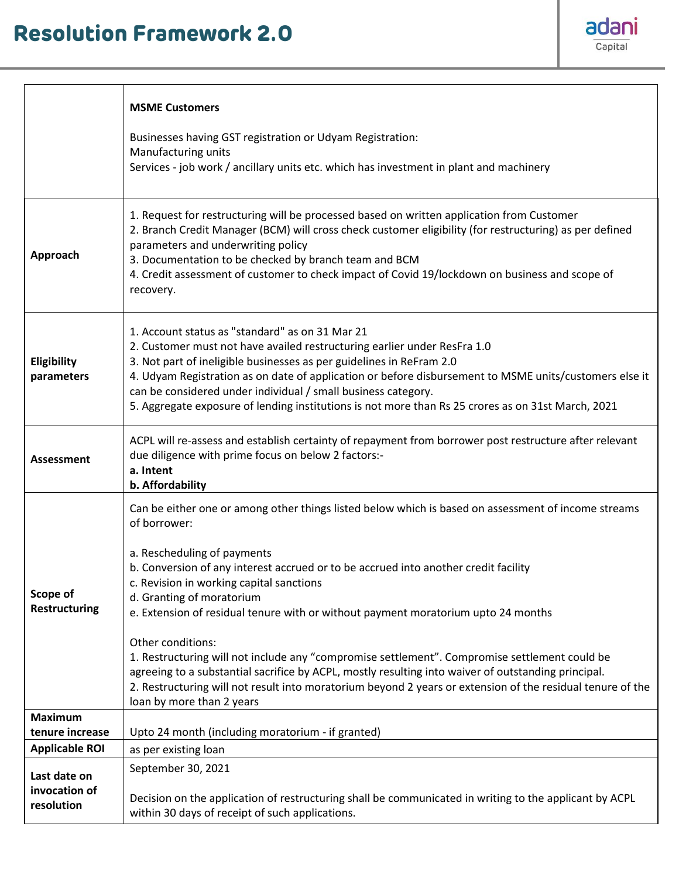# Resolution Framework 2.0

| | **MSME Customers**<br><br>Businesses having GST registration or Udyam Registration:<br>Manufacturing units<br>Services - job work / ancillary units etc. which has investment in plant and machinery |
|---|---|
| **Approach** | 1. Request for restructuring will be processed based on written application from Customer<br>2. Branch Credit Manager (BCM) will cross check customer eligibility (for restructuring) as per defined parameters and underwriting policy<br>3. Documentation to be checked by branch team and BCM<br>4. Credit assessment of customer to check impact of Covid 19/lockdown on business and scope of recovery. |
| **Eligibility parameters** | 1. Account status as "standard" as on 31 Mar 21<br>2. Customer must not have availed restructuring earlier under ResFra 1.0<br>3. Not part of ineligible businesses as per guidelines in ReFram 2.0<br>4. Udyam Registration as on date of application or before disbursement to MSME units/customers else it can be considered under individual / small business category.<br>5. Aggregate exposure of lending institutions is not more than Rs 25 crores as on 31st March, 2021 |
| **Assessment** | ACPL will re-assess and establish certainty of repayment from borrower post restructure after relevant due diligence with prime focus on below 2 factors:-<br>**a. Intent**<br>**b. Affordability** |
| **Scope of Restructuring** | Can be either one or among other things listed below which is based on assessment of income streams of borrower:<br><br>a. Rescheduling of payments<br>b. Conversion of any interest accrued or to be accrued into another credit facility<br>c. Revision in working capital sanctions<br>d. Granting of moratorium<br>e. Extension of residual tenure with or without payment moratorium upto 24 months<br><br>Other conditions:<br>1. Restructuring will not include any "compromise settlement". Compromise settlement could be agreeing to a substantial sacrifice by ACPL, mostly resulting into waiver of outstanding principal.<br>2. Restructuring will not result into moratorium beyond 2 years or extension of the residual tenure of the loan by more than 2 years |
| **Maximum tenure increase** | Upto 24 month (including moratorium - if granted) |
| **Applicable ROI** | as per existing loan |
| **Last date on invocation of resolution** | September 30, 2021<br><br>Decision on the application of restructuring shall be communicated in writing to the applicant by ACPL within 30 days of receipt of such applications. |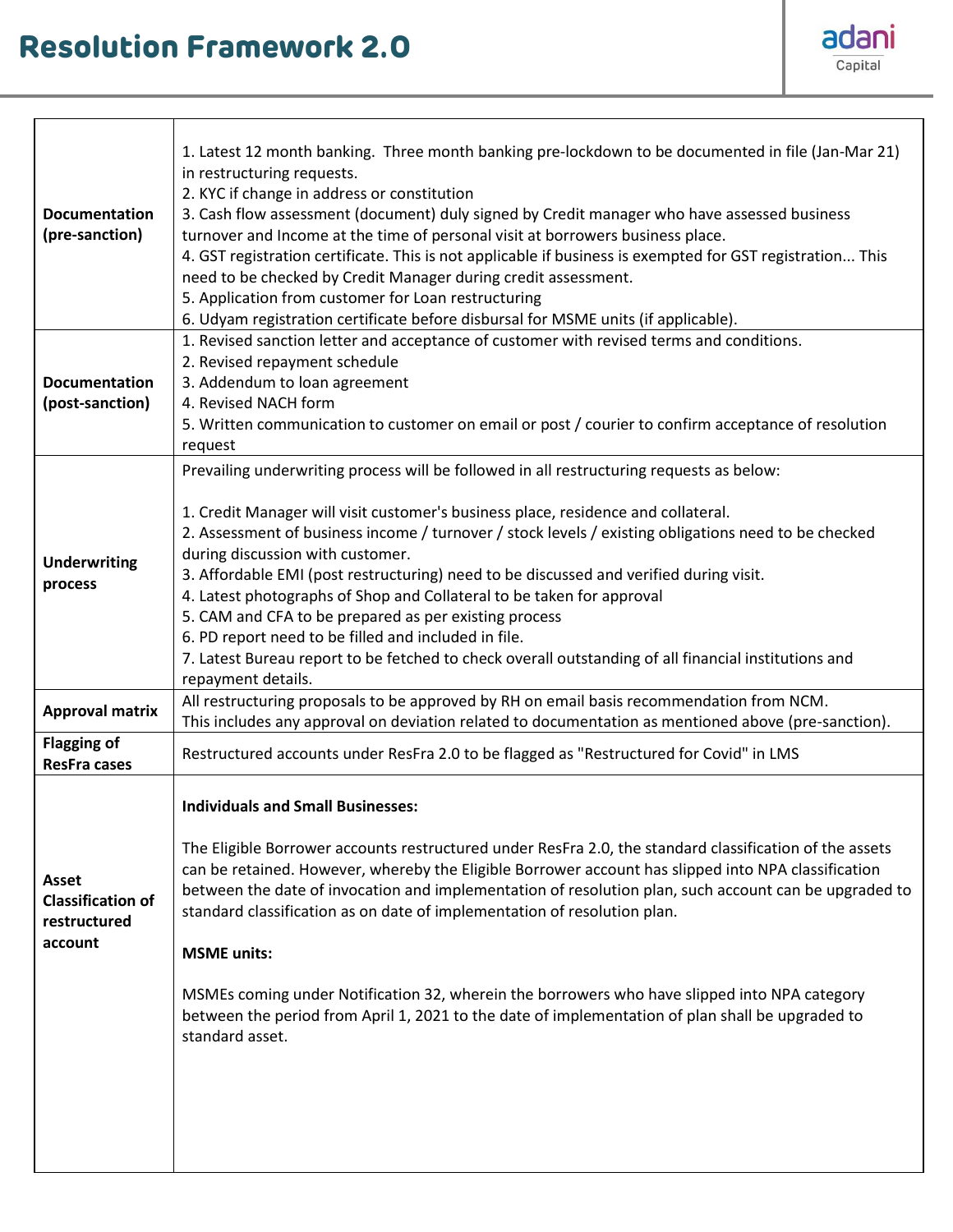| | |
|---|---|
| **Documentation (pre-sanction)** | 1. Latest 12 month banking. Three month banking pre-lockdown to be documented in file (Jan-Mar 21) in restructuring requests.<br>2. KYC if change in address or constitution<br>3. Cash flow assessment (document) duly signed by Credit manager who have assessed business turnover and Income at the time of personal visit at borrowers business place.<br>4. GST registration certificate. This is not applicable if business is exempted for GST registration... This need to be checked by Credit Manager during credit assessment.<br>5. Application from customer for Loan restructuring<br>6. Udyam registration certificate before disbursal for MSME units (if applicable). |
| **Documentation (post-sanction)** | 1. Revised sanction letter and acceptance of customer with revised terms and conditions.<br>2. Revised repayment schedule<br>3. Addendum to loan agreement<br>4. Revised NACH form<br>5. Written communication to customer on email or post / courier to confirm acceptance of resolution request |
| **Underwriting process** | Prevailing underwriting process will be followed in all restructuring requests as below:<br><br>1. Credit Manager will visit customer's business place, residence and collateral.<br>2. Assessment of business income / turnover / stock levels / existing obligations need to be checked during discussion with customer.<br>3. Affordable EMI (post restructuring) need to be discussed and verified during visit.<br>4. Latest photographs of Shop and Collateral to be taken for approval<br>5. CAM and CFA to be prepared as per existing process<br>6. PD report need to be filled and included in file.<br>7. Latest Bureau report to be fetched to check overall outstanding of all financial institutions and repayment details. |
| **Approval matrix** | All restructuring proposals to be approved by RH on email basis recommendation from NCM.<br>This includes any approval on deviation related to documentation as mentioned above (pre-sanction). |
| **Flagging of ResFra cases** | Restructured accounts under ResFra 2.0 to be flagged as "Restructured for Covid" in LMS |
| **Asset Classification of restructured account** | **Individuals and Small Businesses:**<br><br>The Eligible Borrower accounts restructured under ResFra 2.0, the standard classification of the assets can be retained. However, whereby the Eligible Borrower account has slipped into NPA classification between the date of invocation and implementation of resolution plan, such account can be upgraded to standard classification as on date of implementation of resolution plan.<br><br>**MSME units:**<br><br>MSMEs coming under Notification 32, wherein the borrowers who have slipped into NPA category between the period from April 1, 2021 to the date of implementation of plan shall be upgraded to standard asset. |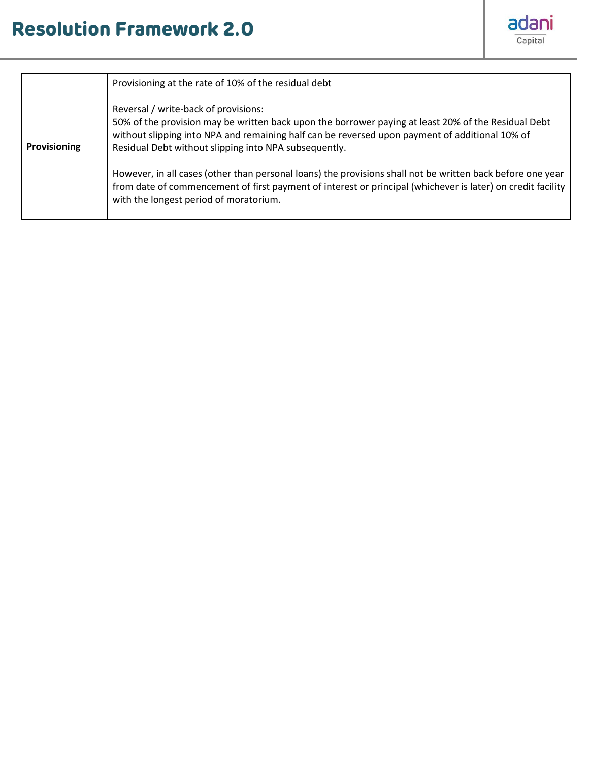| | |
|---|---|
| **Provisioning** | Provisioning at the rate of 10% of the residual debt<br><br>Reversal / write-back of provisions:<br>50% of the provision may be written back upon the borrower paying at least 20% of the Residual Debt without slipping into NPA and remaining half can be reversed upon payment of additional 10% of Residual Debt without slipping into NPA subsequently.<br><br>However, in all cases (other than personal loans) the provisions shall not be written back before one year from date of commencement of first payment of interest or principal (whichever is later) on credit facility with the longest period of moratorium. |